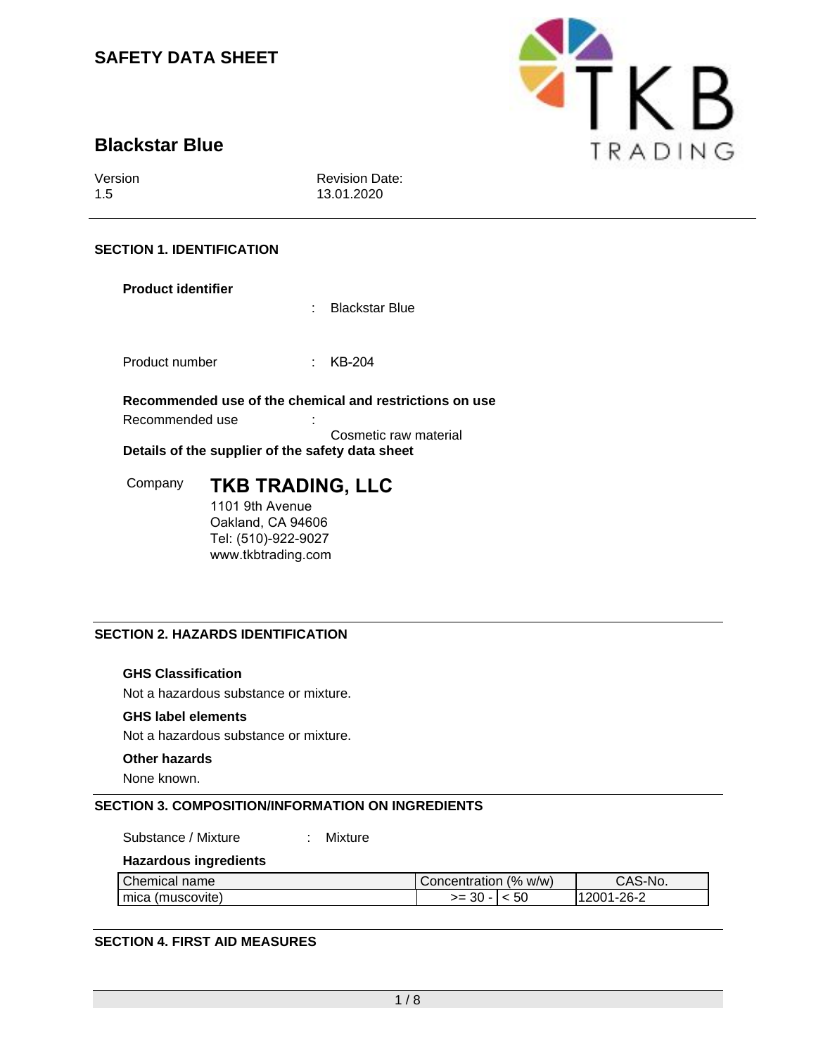# SAFETY DATA SHEET

## Blackstar Blue

Version
1.5

Revision Date:
13.01.2020

### SECTION 1. IDENTIFICATION

**Product identifier**

: Blackstar Blue

Product number : KB-204

**Recommended use of the chemical and restrictions on use**

Recommended use : Cosmetic raw material

**Details of the supplier of the safety data sheet**

Company **TKB TRADING, LLC**
1101 9th Avenue
Oakland, CA 94606
Tel: (510)-922-9027
www.tkbtrading.com

### SECTION 2. HAZARDS IDENTIFICATION

**GHS Classification**

Not a hazardous substance or mixture.

**GHS label elements**

Not a hazardous substance or mixture.

**Other hazards**

None known.

### SECTION 3. COMPOSITION/INFORMATION ON INGREDIENTS

Substance / Mixture : Mixture

**Hazardous ingredients**

| Chemical name | Concentration (% w/w) | | CAS-No. |
|---|---|---|---|
| mica (muscovite) | >= 30 - | < 50 | 12001-26-2 |

### SECTION 4. FIRST AID MEASURES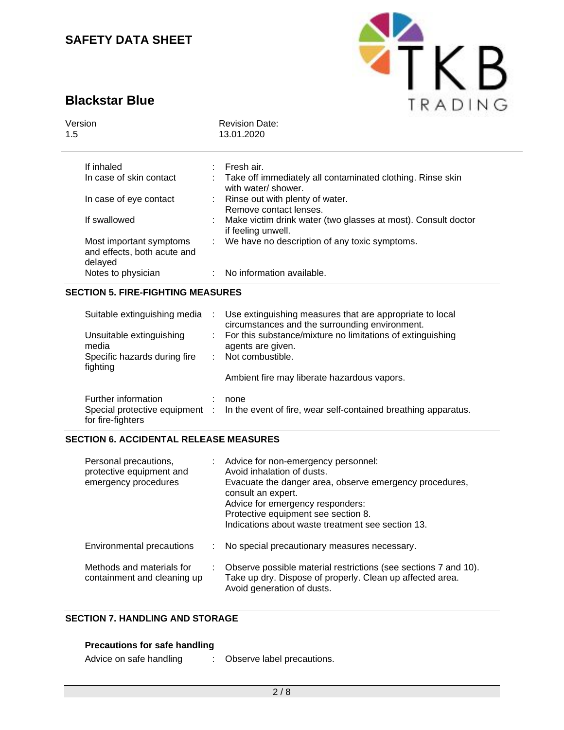| | |
|---|---|
| If inhaled | Fresh air. |
| In case of skin contact | Take off immediately all contaminated clothing. Rinse skin with water/ shower. |
| In case of eye contact | Rinse out with plenty of water.<br>Remove contact lenses. |
| If swallowed | Make victim drink water (two glasses at most). Consult doctor if feeling unwell. |
| Most important symptoms and effects, both acute and delayed | We have no description of any toxic symptoms. |
| Notes to physician | No information available. |

## SECTION 5. FIRE-FIGHTING MEASURES

| | |
|---|---|
| Suitable extinguishing media | Use extinguishing measures that are appropriate to local circumstances and the surrounding environment. |
| Unsuitable extinguishing media | For this substance/mixture no limitations of extinguishing agents are given. |
| Specific hazards during fire fighting | Not combustible.<br><br>Ambient fire may liberate hazardous vapors. |
| Further information | none |
| Special protective equipment for fire-fighters | In the event of fire, wear self-contained breathing apparatus. |

## SECTION 6. ACCIDENTAL RELEASE MEASURES

| | |
|---|---|
| Personal precautions, protective equipment and emergency procedures | Advice for non-emergency personnel:<br>Avoid inhalation of dusts.<br>Evacuate the danger area, observe emergency procedures, consult an expert.<br>Advice for emergency responders:<br>Protective equipment see section 8.<br>Indications about waste treatment see section 13. |
| Environmental precautions | No special precautionary measures necessary. |
| Methods and materials for containment and cleaning up | Observe possible material restrictions (see sections 7 and 10).<br>Take up dry. Dispose of properly. Clean up affected area.<br>Avoid generation of dusts. |

## SECTION 7. HANDLING AND STORAGE

### Precautions for safe handling

| | |
|---|---|
| Advice on safe handling | Observe label precautions. |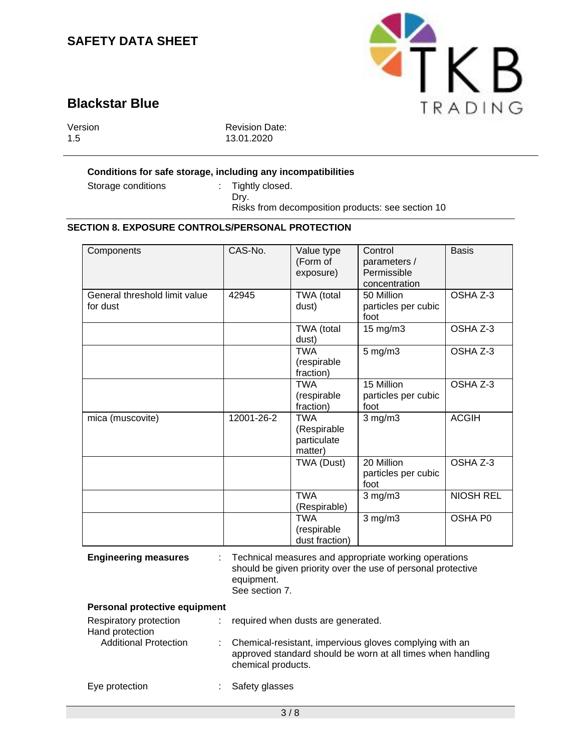**Conditions for safe storage, including any incompatibilities**

Storage conditions : Tightly closed.
Dry.
Risks from decomposition products: see section 10

## SECTION 8. EXPOSURE CONTROLS/PERSONAL PROTECTION

| Components | CAS-No. | Value type (Form of exposure) | Control parameters / Permissible concentration | Basis |
|---|---|---|---|---|
| General threshold limit value for dust | 42945 | TWA (total dust) | 50 Million particles per cubic foot | OSHA Z-3 |
| | | TWA (total dust) | 15 mg/m3 | OSHA Z-3 |
| | | TWA (respirable fraction) | 5 mg/m3 | OSHA Z-3 |
| | | TWA (respirable fraction) | 15 Million particles per cubic foot | OSHA Z-3 |
| mica (muscovite) | 12001-26-2 | TWA (Respirable particulate matter) | 3 mg/m3 | ACGIH |
| | | TWA (Dust) | 20 Million particles per cubic foot | OSHA Z-3 |
| | | TWA (Respirable) | 3 mg/m3 | NIOSH REL |
| | | TWA (respirable dust fraction) | 3 mg/m3 | OSHA P0 |

**Engineering measures** : Technical measures and appropriate working operations should be given priority over the use of personal protective equipment.
See section 7.

**Personal protective equipment**

Respiratory protection : required when dusts are generated.

Hand protection

Additional Protection : Chemical-resistant, impervious gloves complying with an approved standard should be worn at all times when handling chemical products.

Eye protection : Safety glasses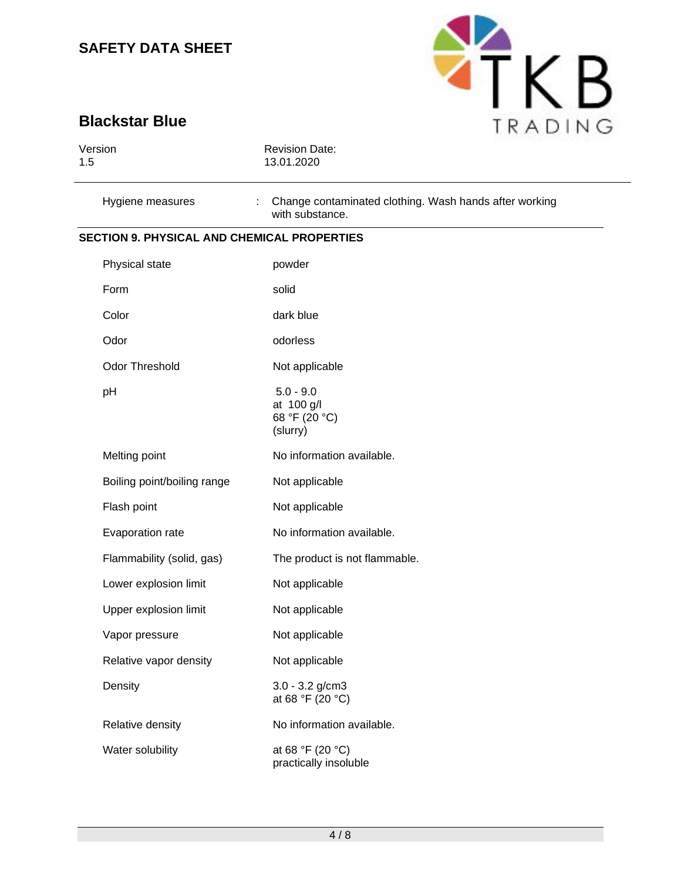| | | |
|---|---|---|
| Hygiene measures | : | Change contaminated clothing. Wash hands after working with substance. |

## SECTION 9. PHYSICAL AND CHEMICAL PROPERTIES

| Property | Value |
|---|---|
| Physical state | powder |
| Form | solid |
| Color | dark blue |
| Odor | odorless |
| Odor Threshold | Not applicable |
| pH | 5.0 - 9.0<br>at 100 g/l<br>68 °F (20 °C)<br>(slurry) |
| Melting point | No information available. |
| Boiling point/boiling range | Not applicable |
| Flash point | Not applicable |
| Evaporation rate | No information available. |
| Flammability (solid, gas) | The product is not flammable. |
| Lower explosion limit | Not applicable |
| Upper explosion limit | Not applicable |
| Vapor pressure | Not applicable |
| Relative vapor density | Not applicable |
| Density | 3.0 - 3.2 g/cm3<br>at 68 °F (20 °C) |
| Relative density | No information available. |
| Water solubility | at 68 °F (20 °C)<br>practically insoluble |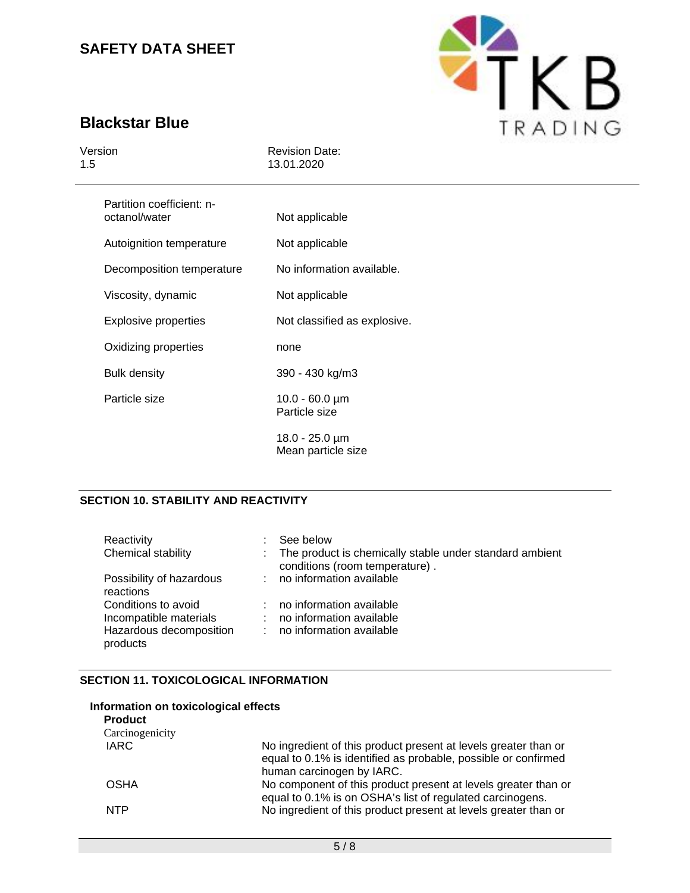| | |
|---|---|
| Partition coefficient: n-octanol/water | Not applicable |
| Autoignition temperature | Not applicable |
| Decomposition temperature | No information available. |
| Viscosity, dynamic | Not applicable |
| Explosive properties | Not classified as explosive. |
| Oxidizing properties | none |
| Bulk density | 390 - 430 kg/m3 |
| Particle size | 10.0 - 60.0 µm<br>Particle size<br><br>18.0 - 25.0 µm<br>Mean particle size |

## SECTION 10. STABILITY AND REACTIVITY

| | | |
|---|---|---|
| Reactivity | : | See below |
| Chemical stability | : | The product is chemically stable under standard ambient conditions (room temperature) . |
| Possibility of hazardous reactions | : | no information available |
| Conditions to avoid | : | no information available |
| Incompatible materials | : | no information available |
| Hazardous decomposition products | : | no information available |

## SECTION 11. TOXICOLOGICAL INFORMATION

**Information on toxicological effects**

**Product**

Carcinogenicity

| | |
|---|---|
| IARC | No ingredient of this product present at levels greater than or equal to 0.1% is identified as probable, possible or confirmed human carcinogen by IARC. |
| OSHA | No component of this product present at levels greater than or equal to 0.1% is on OSHA's list of regulated carcinogens. |
| NTP | No ingredient of this product present at levels greater than or |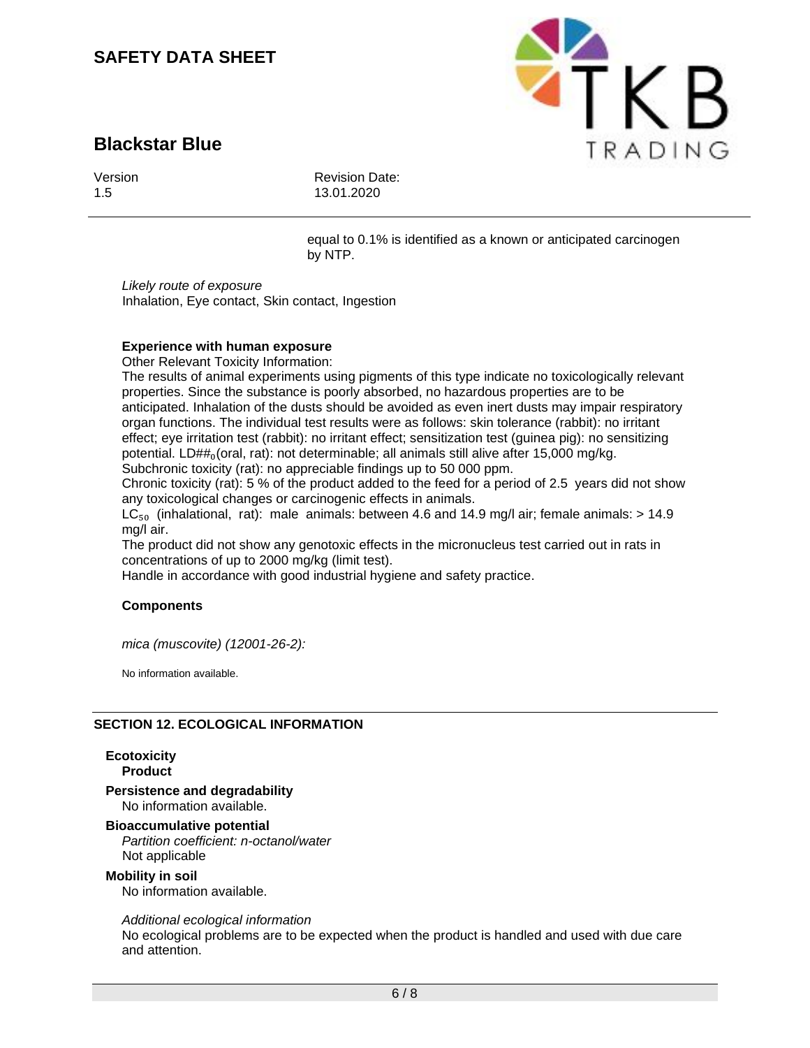equal to 0.1% is identified as a known or anticipated carcinogen by NTP.

*Likely route of exposure*
Inhalation, Eye contact, Skin contact, Ingestion

**Experience with human exposure**

Other Relevant Toxicity Information:
The results of animal experiments using pigments of this type indicate no toxicologically relevant properties. Since the substance is poorly absorbed, no hazardous properties are to be anticipated. Inhalation of the dusts should be avoided as even inert dusts may impair respiratory organ functions. The individual test results were as follows: skin tolerance (rabbit): no irritant effect; eye irritation test (rabbit): no irritant effect; sensitization test (guinea pig): no sensitizing potential. LD##$_0$(oral, rat): not determinable; all animals still alive after 15,000 mg/kg.
Subchronic toxicity (rat): no appreciable findings up to 50 000 ppm.
Chronic toxicity (rat): 5 % of the product added to the feed for a period of 2.5 years did not show any toxicological changes or carcinogenic effects in animals.
$LC_{50}$ (inhalational, rat): male animals: between 4.6 and 14.9 mg/l air; female animals: > 14.9 mg/l air.
The product did not show any genotoxic effects in the micronucleus test carried out in rats in concentrations of up to 2000 mg/kg (limit test).
Handle in accordance with good industrial hygiene and safety practice.

**Components**

*mica (muscovite) (12001-26-2):*

No information available.

## SECTION 12. ECOLOGICAL INFORMATION

**Ecotoxicity**

**Product**

**Persistence and degradability**

No information available.

**Bioaccumulative potential**

*Partition coefficient: n-octanol/water*
Not applicable

**Mobility in soil**

No information available.

*Additional ecological information*
No ecological problems are to be expected when the product is handled and used with due care and attention.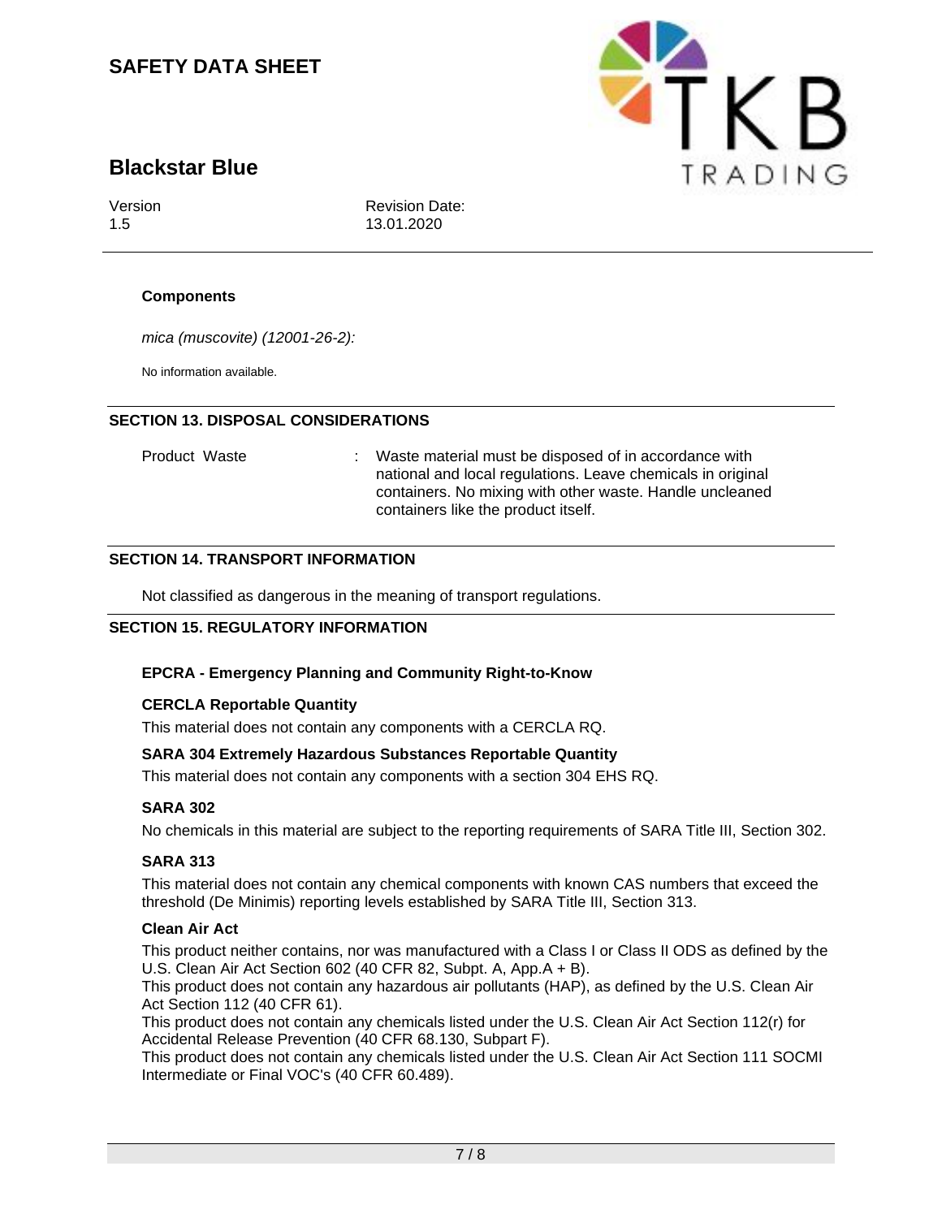**Components**

*mica (muscovite) (12001-26-2):*

No information available.

## SECTION 13. DISPOSAL CONSIDERATIONS

| | | |
|---|---|---|
| Product Waste | : | Waste material must be disposed of in accordance with national and local regulations. Leave chemicals in original containers. No mixing with other waste. Handle uncleaned containers like the product itself. |

## SECTION 14. TRANSPORT INFORMATION

Not classified as dangerous in the meaning of transport regulations.

## SECTION 15. REGULATORY INFORMATION

**EPCRA - Emergency Planning and Community Right-to-Know**

**CERCLA Reportable Quantity**

This material does not contain any components with a CERCLA RQ.

**SARA 304 Extremely Hazardous Substances Reportable Quantity**

This material does not contain any components with a section 304 EHS RQ.

**SARA 302**

No chemicals in this material are subject to the reporting requirements of SARA Title III, Section 302.

**SARA 313**

This material does not contain any chemical components with known CAS numbers that exceed the threshold (De Minimis) reporting levels established by SARA Title III, Section 313.

**Clean Air Act**

This product neither contains, nor was manufactured with a Class I or Class II ODS as defined by the U.S. Clean Air Act Section 602 (40 CFR 82, Subpt. A, App.A + B).

This product does not contain any hazardous air pollutants (HAP), as defined by the U.S. Clean Air Act Section 112 (40 CFR 61).

This product does not contain any chemicals listed under the U.S. Clean Air Act Section 112(r) for Accidental Release Prevention (40 CFR 68.130, Subpart F).

This product does not contain any chemicals listed under the U.S. Clean Air Act Section 111 SOCMI Intermediate or Final VOC's (40 CFR 60.489).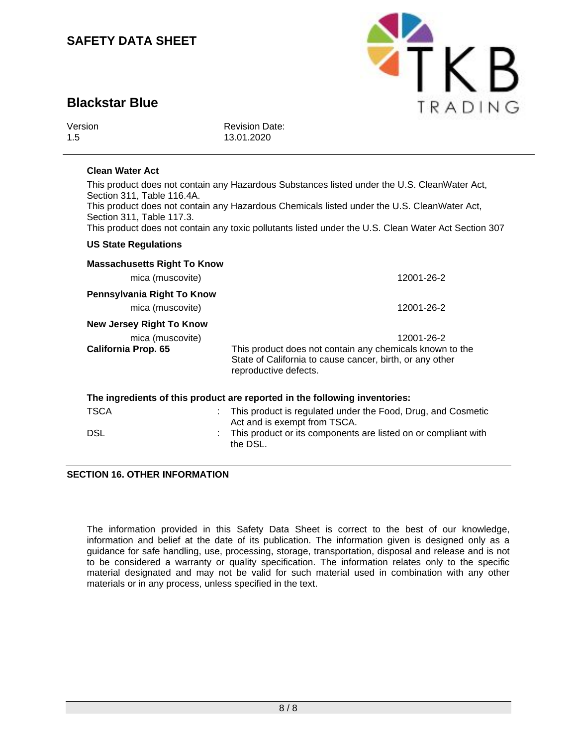**Clean Water Act**

This product does not contain any Hazardous Substances listed under the U.S. CleanWater Act, Section 311, Table 116.4A.
This product does not contain any Hazardous Chemicals listed under the U.S. CleanWater Act, Section 311, Table 117.3.
This product does not contain any toxic pollutants listed under the U.S. Clean Water Act Section 307

**US State Regulations**

**Massachusetts Right To Know**

| | |
|---|---|
| mica (muscovite) | 12001-26-2 |

**Pennsylvania Right To Know**

| | |
|---|---|
| mica (muscovite) | 12001-26-2 |

**New Jersey Right To Know**

| | |
|---|---|
| mica (muscovite) | 12001-26-2 |

**California Prop. 65** This product does not contain any chemicals known to the State of California to cause cancer, birth, or any other reproductive defects.

**The ingredients of this product are reported in the following inventories:**

| | |
|---|---|
| TSCA | : This product is regulated under the Food, Drug, and Cosmetic Act and is exempt from TSCA. |
| DSL | : This product or its components are listed on or compliant with the DSL. |

## SECTION 16. OTHER INFORMATION

The information provided in this Safety Data Sheet is correct to the best of our knowledge, information and belief at the date of its publication. The information given is designed only as a guidance for safe handling, use, processing, storage, transportation, disposal and release and is not to be considered a warranty or quality specification. The information relates only to the specific material designated and may not be valid for such material used in combination with any other materials or in any process, unless specified in the text.